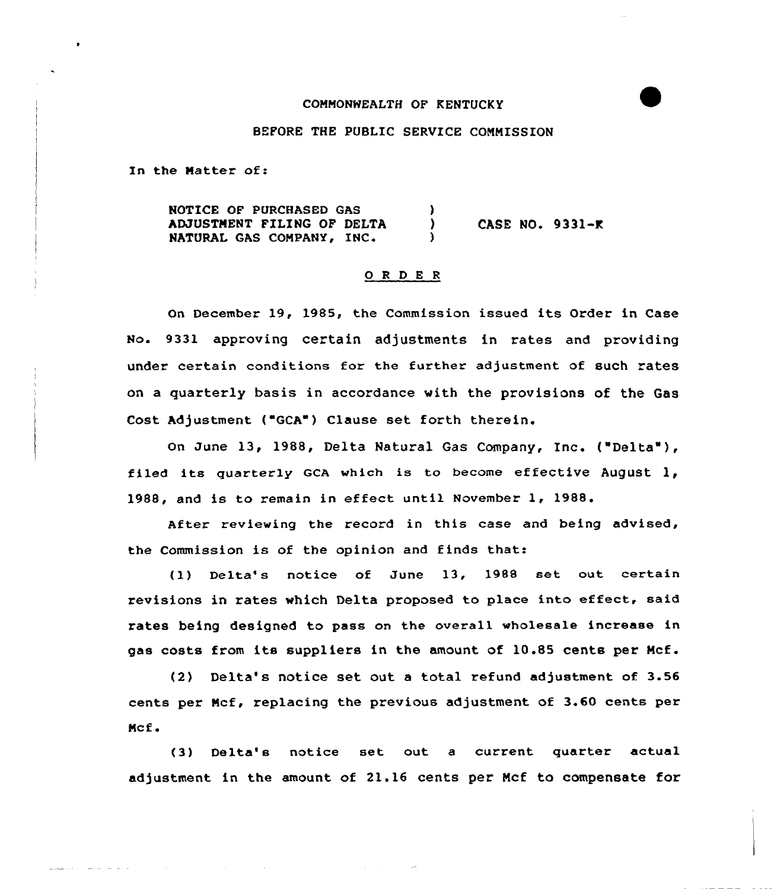COMMONWEALTH OF KENTUCKY

BEFORE THE PUBLIC SERVICE COMMISSION

In the Matter of:

| | | |
|---|---|---|
| NOTICE OF PURCHASED GAS ADJUSTMENT FILING OF DELTA NATURAL GAS COMPANY, INC. | ) ) ) | CASE NO. 9331-K |

O R D E R

On December 19, 1985, the Commission issued its Order in Case No. 9331 approving certain adjustments in rates and providing under certain conditions for the further adjustment of such rates on a quarterly basis in accordance with the provisions of the Gas Cost Adjustment ("GCA") Clause set forth therein.

On June 13, 1988, Delta Natural Gas Company, Inc. ("Delta"), filed its quarterly GCA which is to become effective August 1, 1988, and is to remain in effect until November 1, 1988.

After reviewing the record in this case and being advised, the Commission is of the opinion and finds that:

(1) Delta's notice of June 13, 1988 set out certain revisions in rates which Delta proposed to place into effect, said rates being designed to pass on the overall wholesale increase in gas costs from its suppliers in the amount of 10.85 cents per Mcf.

(2) Delta's notice set out a total refund adjustment of 3.56 cents per Mcf, replacing the previous adjustment of 3.60 cents per Mcf.

(3) Delta's notice set out a current quarter actual adjustment in the amount of 21.16 cents per Mcf to compensate for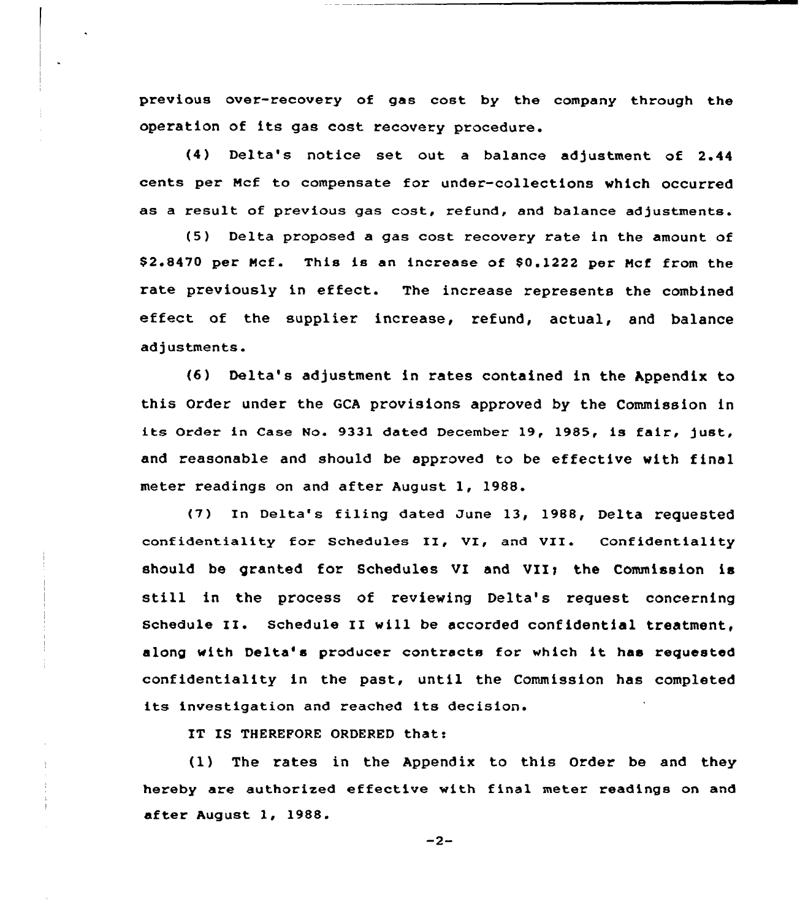previous over-recovery of gas cost by the company through the operation of its gas cost recovery procedure.

(4) Delta's notice set out a balance adjustment of 2.44 cents per Mcf to compensate for under-collections which occurred as a result of previous gas cost, refund, and balance adjustments.

(5) Delta proposed a gas cost recovery rate in the amount of $2.8470 per Mcf. This is an increase of $0.1222 per Mcf from the rate previously in effect. The increase represents the combined effect of the supplier increase, refund, actual, and balance adjustments.

(6) Delta's adjustment in rates contained in the Appendix to this Order under the GCA provisions approved by the Commission in its Order in Case No. 9331 dated December 19, 1985, is fair, just, and reasonable and should be approved to be effective with final meter readings on and after August 1, 1988.

(7) In Delta's filing dated June 13, 1988, Delta requested confidentiality for Schedules II, VI, and VII. Confidentiality should be granted for Schedules VI and VII; the Commission is still in the process of reviewing Delta's request concerning Schedule II. Schedule II will be accorded confidential treatment, along with Delta's producer contracts for which it has requested confidentiality in the past, until the Commission has completed its investigation and reached its decision.

IT IS THEREFORE ORDERED that:

(1) The rates in the Appendix to this Order be and they hereby are authorized effective with final meter readings on and after August 1, 1988.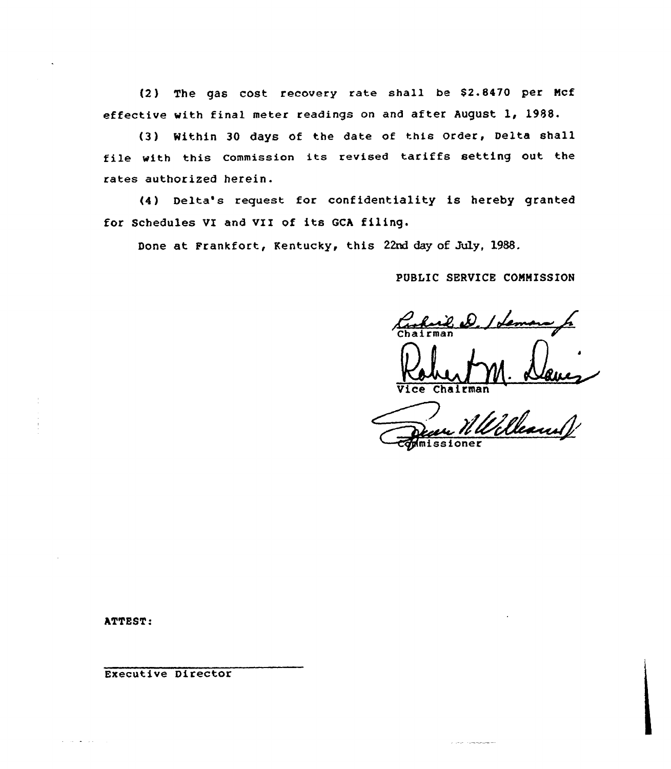(2) The gas cost recovery rate shall be $2.8470 per Mcf effective with final meter readings on and after August 1, 1988.

(3) Within 30 days of the date of this Order, Delta shall file with this Commission its revised tariffs setting out the rates authorized herein.

(4) Delta's request for confidentiality is hereby granted for Schedules VI and VII of its GCA filing.

Done at Frankfort, Kentucky, this 22nd day of July, 1988.

PUBLIC SERVICE COMMISSION

Chairman

Vice Chairman

Commissioner

ATTEST:

Executive Director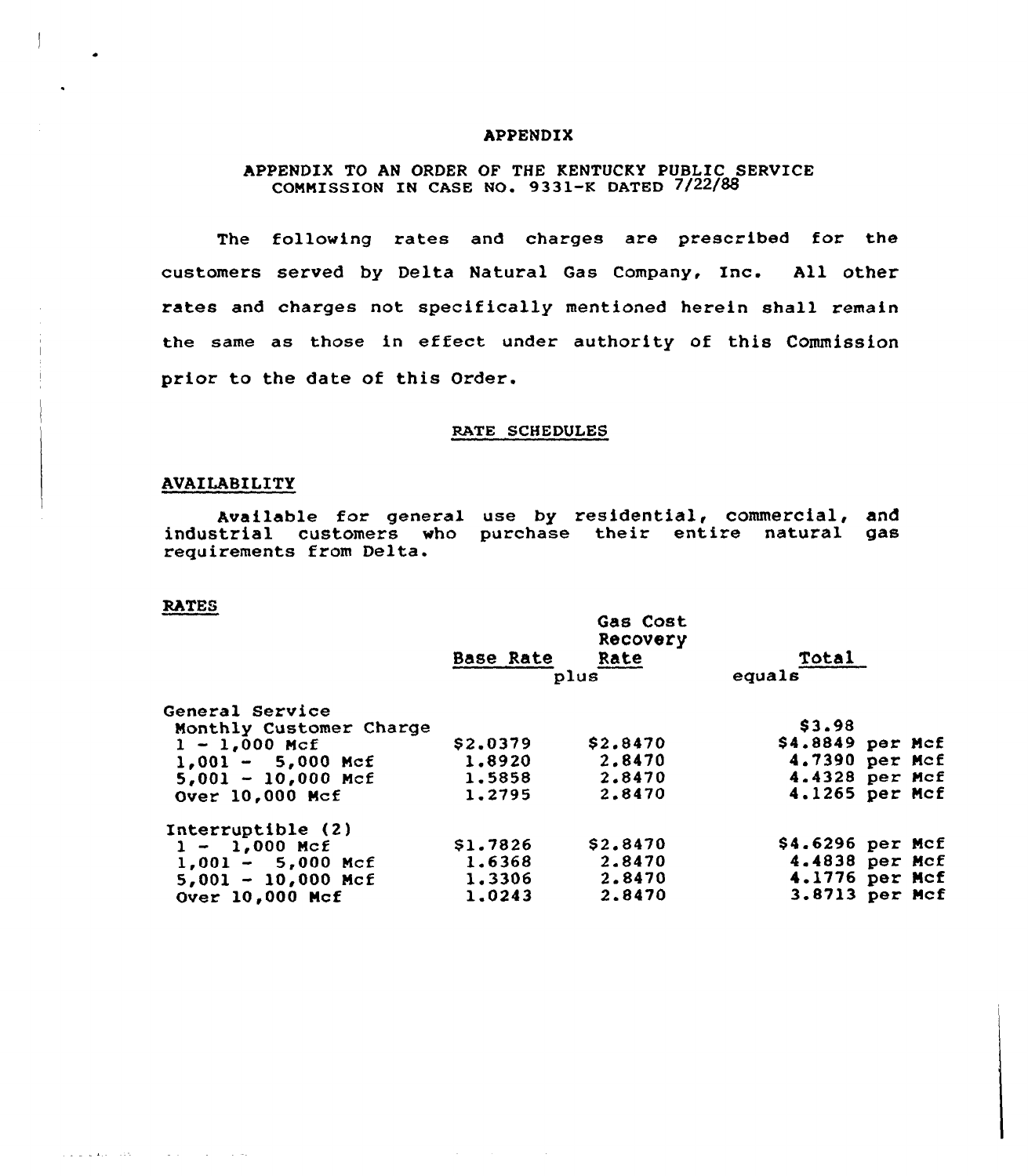# APPENDIX

## APPENDIX TO AN ORDER OF THE KENTUCKY PUBLIC SERVICE COMMISSION IN CASE NO. 9331-K DATED 7/22/88

The following rates and charges are prescribed for the customers served by Delta Natural Gas Company, Inc. All other rates and charges not specifically mentioned herein shall remain the same as those in effect under authority of this Commission prior to the date of this Order.

## RATE SCHEDULES

### AVAILABILITY

Available for general use by residential, commercial, and industrial customers who purchase their entire natural gas requirements from Delta.

### RATES

| | Base Rate | Gas Cost Recovery Rate | Total |
|---|---|---|---|
| | plus | | equals |
| General Service | | | |
| Monthly Customer Charge | | | $3.98 |
| 1 - 1,000 Mcf | $2.0379 | $2.8470 | $4.8849 per Mcf |
| 1,001 - 5,000 Mcf | 1.8920 | 2.8470 | 4.7390 per Mcf |
| 5,001 - 10,000 Mcf | 1.5858 | 2.8470 | 4.4328 per Mcf |
| Over 10,000 Mcf | 1.2795 | 2.8470 | 4.1265 per Mcf |
| Interruptible (2) | | | |
| 1 - 1,000 Mcf | $1.7826 | $2.8470 | $4.6296 per Mcf |
| 1,001 - 5,000 Mcf | 1.6368 | 2.8470 | 4.4838 per Mcf |
| 5,001 - 10,000 Mcf | 1.3306 | 2.8470 | 4.1776 per Mcf |
| Over 10,000 Mcf | 1.0243 | 2.8470 | 3.8713 per Mcf |